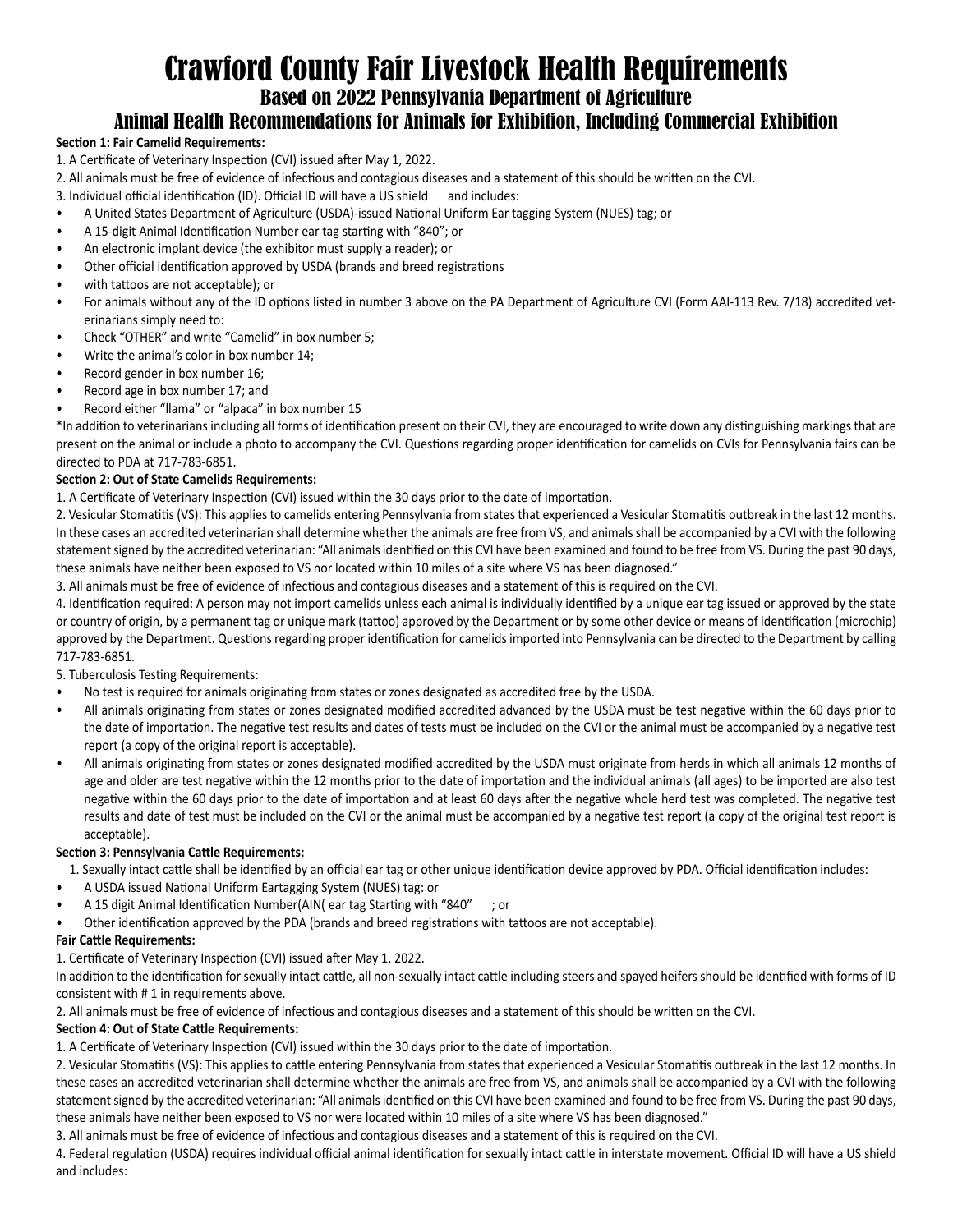# Crawford County Fair Livestock Health Requirements

## Based on 2022 Pennsylvania Department of Agriculture

## Animal Health Recommendations for Animals for Exhibition, Including Commercial Exhibition

**Section 1: Fair Camelid Requirements:**

1. A Certificate of Veterinary Inspection (CVI) issued after May 1, 2022.
2. All animals must be free of evidence of infectious and contagious diseases and a statement of this should be written on the CVI.
3. Individual official identification (ID). Official ID will have a US shield and includes:

- A United States Department of Agriculture (USDA)-issued National Uniform Ear tagging System (NUES) tag; or
- A 15-digit Animal Identification Number ear tag starting with "840"; or
- An electronic implant device (the exhibitor must supply a reader); or
- Other official identification approved by USDA (brands and breed registrations
- with tattoos are not acceptable); or
- For animals without any of the ID options listed in number 3 above on the PA Department of Agriculture CVI (Form AAI-113 Rev. 7/18) accredited veterinarians simply need to:
- Check "OTHER" and write "Camelid" in box number 5;
- Write the animal's color in box number 14;
- Record gender in box number 16;
- Record age in box number 17; and
- Record either "llama" or "alpaca" in box number 15

*In addition to veterinarians including all forms of identification present on their CVI, they are encouraged to write down any distinguishing markings that are present on the animal or include a photo to accompany the CVI. Questions regarding proper identification for camelids on CVIs for Pennsylvania fairs can be directed to PDA at 717-783-6851.

**Section 2: Out of State Camelids Requirements:**

1. A Certificate of Veterinary Inspection (CVI) issued within the 30 days prior to the date of importation.
2. Vesicular Stomatitis (VS): This applies to camelids entering Pennsylvania from states that experienced a Vesicular Stomatitis outbreak in the last 12 months. In these cases an accredited veterinarian shall determine whether the animals are free from VS, and animals shall be accompanied by a CVI with the following statement signed by the accredited veterinarian: "All animals identified on this CVI have been examined and found to be free from VS. During the past 90 days, these animals have neither been exposed to VS nor located within 10 miles of a site where VS has been diagnosed."
3. All animals must be free of evidence of infectious and contagious diseases and a statement of this is required on the CVI.
4. Identification required: A person may not import camelids unless each animal is individually identified by a unique ear tag issued or approved by the state or country of origin, by a permanent tag or unique mark (tattoo) approved by the Department or by some other device or means of identification (microchip) approved by the Department. Questions regarding proper identification for camelids imported into Pennsylvania can be directed to the Department by calling 717-783-6851.
5. Tuberculosis Testing Requirements:

- No test is required for animals originating from states or zones designated as accredited free by the USDA.
- All animals originating from states or zones designated modified accredited advanced by the USDA must be test negative within the 60 days prior to the date of importation. The negative test results and dates of tests must be included on the CVI or the animal must be accompanied by a negative test report (a copy of the original report is acceptable).
- All animals originating from states or zones designated modified accredited by the USDA must originate from herds in which all animals 12 months of age and older are test negative within the 12 months prior to the date of importation and the individual animals (all ages) to be imported are also test negative within the 60 days prior to the date of importation and at least 60 days after the negative whole herd test was completed. The negative test results and date of test must be included on the CVI or the animal must be accompanied by a negative test report (a copy of the original test report is acceptable).

**Section 3: Pennsylvania Cattle Requirements:**

1. Sexually intact cattle shall be identified by an official ear tag or other unique identification device approved by PDA. Official identification includes:

- A USDA issued National Uniform Eartagging System (NUES) tag: or
- A 15 digit Animal Identification Number(AIN( ear tag Starting with "840" ; or
- Other identification approved by the PDA (brands and breed registrations with tattoos are not acceptable).

**Fair Cattle Requirements:**

1. Certificate of Veterinary Inspection (CVI) issued after May 1, 2022.

In addition to the identification for sexually intact cattle, all non-sexually intact cattle including steers and spayed heifers should be identified with forms of ID consistent with # 1 in requirements above.

2. All animals must be free of evidence of infectious and contagious diseases and a statement of this should be written on the CVI.

**Section 4: Out of State Cattle Requirements:**

1. A Certificate of Veterinary Inspection (CVI) issued within the 30 days prior to the date of importation.
2. Vesicular Stomatitis (VS): This applies to cattle entering Pennsylvania from states that experienced a Vesicular Stomatitis outbreak in the last 12 months. In these cases an accredited veterinarian shall determine whether the animals are free from VS, and animals shall be accompanied by a CVI with the following statement signed by the accredited veterinarian: "All animals identified on this CVI have been examined and found to be free from VS. During the past 90 days, these animals have neither been exposed to VS nor were located within 10 miles of a site where VS has been diagnosed."
3. All animals must be free of evidence of infectious and contagious diseases and a statement of this is required on the CVI.
4. Federal regulation (USDA) requires individual official animal identification for sexually intact cattle in interstate movement. Official ID will have a US shield and includes: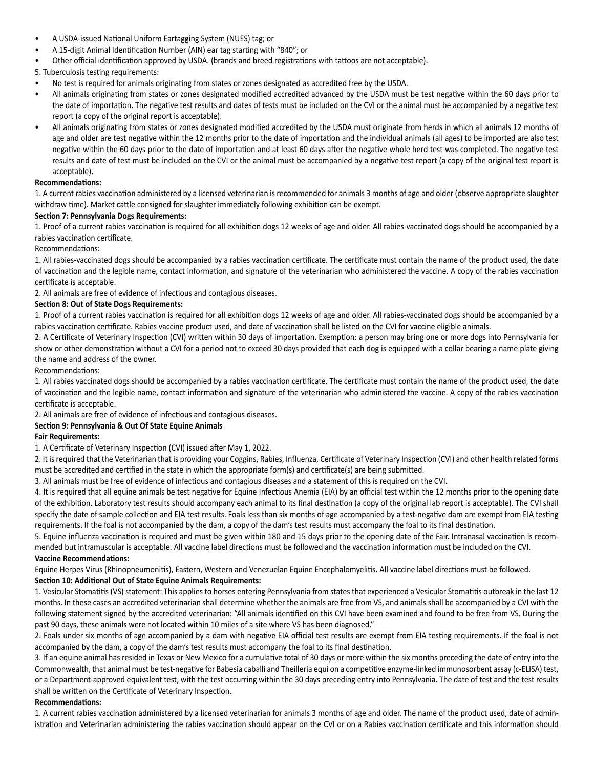- A USDA-issued National Uniform Eartagging System (NUES) tag; or
- A 15-digit Animal Identification Number (AIN) ear tag starting with "840"; or
- Other official identification approved by USDA. (brands and breed registrations with tattoos are not acceptable).

5. Tuberculosis testing requirements:

- No test is required for animals originating from states or zones designated as accredited free by the USDA.
- All animals originating from states or zones designated modified accredited advanced by the USDA must be test negative within the 60 days prior to the date of importation. The negative test results and dates of tests must be included on the CVI or the animal must be accompanied by a negative test report (a copy of the original report is acceptable).
- All animals originating from states or zones designated modified accredited by the USDA must originate from herds in which all animals 12 months of age and older are test negative within the 12 months prior to the date of importation and the individual animals (all ages) to be imported are also test negative within the 60 days prior to the date of importation and at least 60 days after the negative whole herd test was completed. The negative test results and date of test must be included on the CVI or the animal must be accompanied by a negative test report (a copy of the original test report is acceptable).

**Recommendations:**

1. A current rabies vaccination administered by a licensed veterinarian is recommended for animals 3 months of age and older (observe appropriate slaughter withdraw time). Market cattle consigned for slaughter immediately following exhibition can be exempt.

**Section 7: Pennsylvania Dogs Requirements:**

1. Proof of a current rabies vaccination is required for all exhibition dogs 12 weeks of age and older. All rabies-vaccinated dogs should be accompanied by a rabies vaccination certificate.

Recommendations:

1. All rabies-vaccinated dogs should be accompanied by a rabies vaccination certificate. The certificate must contain the name of the product used, the date of vaccination and the legible name, contact information, and signature of the veterinarian who administered the vaccine. A copy of the rabies vaccination certificate is acceptable.
2. All animals are free of evidence of infectious and contagious diseases.

**Section 8: Out of State Dogs Requirements:**

1. Proof of a current rabies vaccination is required for all exhibition dogs 12 weeks of age and older. All rabies-vaccinated dogs should be accompanied by a rabies vaccination certificate. Rabies vaccine product used, and date of vaccination shall be listed on the CVI for vaccine eligible animals.
2. A Certificate of Veterinary Inspection (CVI) written within 30 days of importation. Exemption: a person may bring one or more dogs into Pennsylvania for show or other demonstration without a CVI for a period not to exceed 30 days provided that each dog is equipped with a collar bearing a name plate giving the name and address of the owner.

Recommendations:

1. All rabies vaccinated dogs should be accompanied by a rabies vaccination certificate. The certificate must contain the name of the product used, the date of vaccination and the legible name, contact information and signature of the veterinarian who administered the vaccine. A copy of the rabies vaccination certificate is acceptable.
2. All animals are free of evidence of infectious and contagious diseases.

**Section 9: Pennsylvania & Out Of State Equine Animals**

**Fair Requirements:**

1. A Certificate of Veterinary Inspection (CVI) issued after May 1, 2022.
2. It is required that the Veterinarian that is providing your Coggins, Rabies, Influenza, Certificate of Veterinary Inspection (CVI) and other health related forms must be accredited and certified in the state in which the appropriate form(s) and certificate(s) are being submitted.
3. All animals must be free of evidence of infectious and contagious diseases and a statement of this is required on the CVI.
4. It is required that all equine animals be test negative for Equine Infectious Anemia (EIA) by an official test within the 12 months prior to the opening date of the exhibition. Laboratory test results should accompany each animal to its final destination (a copy of the original lab report is acceptable). The CVI shall specify the date of sample collection and EIA test results. Foals less than six months of age accompanied by a test-negative dam are exempt from EIA testing requirements. If the foal is not accompanied by the dam, a copy of the dam's test results must accompany the foal to its final destination.
5. Equine influenza vaccination is required and must be given within 180 and 15 days prior to the opening date of the Fair. Intranasal vaccination is recommended but intramuscular is acceptable. All vaccine label directions must be followed and the vaccination information must be included on the CVI.

**Vaccine Recommendations:**

Equine Herpes Virus (Rhinopneumonitis), Eastern, Western and Venezuelan Equine Encephalomyelitis. All vaccine label directions must be followed.

**Section 10: Additional Out of State Equine Animals Requirements:**

1. Vesicular Stomatitis (VS) statement: This applies to horses entering Pennsylvania from states that experienced a Vesicular Stomatitis outbreak in the last 12 months. In these cases an accredited veterinarian shall determine whether the animals are free from VS, and animals shall be accompanied by a CVI with the following statement signed by the accredited veterinarian: "All animals identified on this CVI have been examined and found to be free from VS. During the past 90 days, these animals were not located within 10 miles of a site where VS has been diagnosed."
2. Foals under six months of age accompanied by a dam with negative EIA official test results are exempt from EIA testing requirements. If the foal is not accompanied by the dam, a copy of the dam's test results must accompany the foal to its final destination.
3. If an equine animal has resided in Texas or New Mexico for a cumulative total of 30 days or more within the six months preceding the date of entry into the Commonwealth, that animal must be test-negative for Babesia caballi and Theilleria equi on a competitive enzyme-linked immunosorbent assay (c-ELISA) test, or a Department-approved equivalent test, with the test occurring within the 30 days preceding entry into Pennsylvania. The date of test and the test results shall be written on the Certificate of Veterinary Inspection.

**Recommendations:**

1. A current rabies vaccination administered by a licensed veterinarian for animals 3 months of age and older. The name of the product used, date of administration and Veterinarian administering the rabies vaccination should appear on the CVI or on a Rabies vaccination certificate and this information should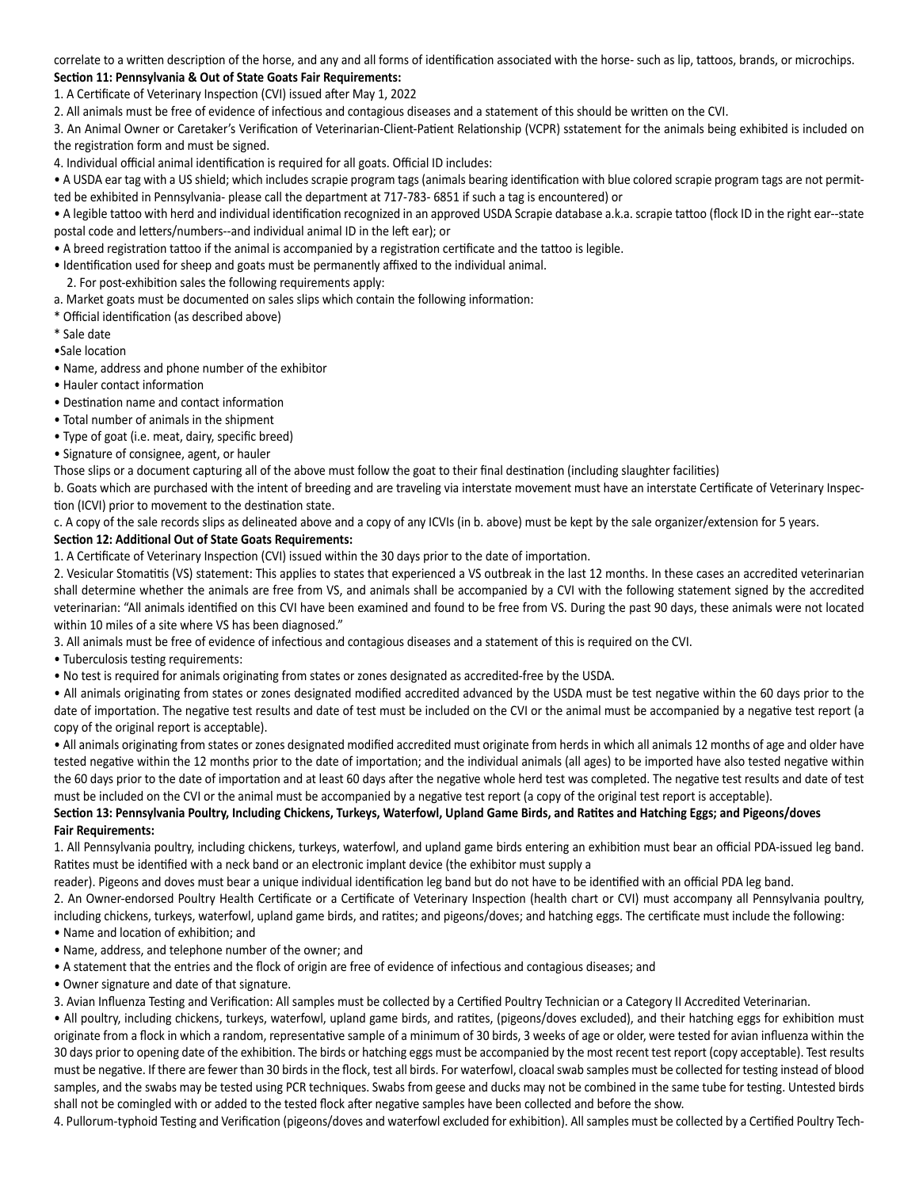correlate to a written description of the horse, and any and all forms of identification associated with the horse- such as lip, tattoos, brands, or microchips.

**Section 11: Pennsylvania & Out of State Goats Fair Requirements:**

1. A Certificate of Veterinary Inspection (CVI) issued after May 1, 2022
2. All animals must be free of evidence of infectious and contagious diseases and a statement of this should be written on the CVI.
3. An Animal Owner or Caretaker's Verification of Veterinarian-Client-Patient Relationship (VCPR) sstatement for the animals being exhibited is included on the registration form and must be signed.
4. Individual official animal identification is required for all goats. Official ID includes:

• A USDA ear tag with a US shield; which includes scrapie program tags (animals bearing identification with blue colored scrapie program tags are not permitted be exhibited in Pennsylvania- please call the department at 717-783- 6851 if such a tag is encountered) or

• A legible tattoo with herd and individual identification recognized in an approved USDA Scrapie database a.k.a. scrapie tattoo (flock ID in the right ear--state postal code and letters/numbers--and individual animal ID in the left ear); or

• A breed registration tattoo if the animal is accompanied by a registration certificate and the tattoo is legible.

• Identification used for sheep and goats must be permanently affixed to the individual animal.

2. For post-exhibition sales the following requirements apply:

a. Market goats must be documented on sales slips which contain the following information:

* Official identification (as described above)
* Sale date

• Sale location
• Name, address and phone number of the exhibitor
• Hauler contact information
• Destination name and contact information
• Total number of animals in the shipment
• Type of goat (i.e. meat, dairy, specific breed)
• Signature of consignee, agent, or hauler

Those slips or a document capturing all of the above must follow the goat to their final destination (including slaughter facilities)

b. Goats which are purchased with the intent of breeding and are traveling via interstate movement must have an interstate Certificate of Veterinary Inspection (ICVI) prior to movement to the destination state.

c. A copy of the sale records slips as delineated above and a copy of any ICVIs (in b. above) must be kept by the sale organizer/extension for 5 years.

**Section 12: Additional Out of State Goats Requirements:**

1. A Certificate of Veterinary Inspection (CVI) issued within the 30 days prior to the date of importation.
2. Vesicular Stomatitis (VS) statement: This applies to states that experienced a VS outbreak in the last 12 months. In these cases an accredited veterinarian shall determine whether the animals are free from VS, and animals shall be accompanied by a CVI with the following statement signed by the accredited veterinarian: "All animals identified on this CVI have been examined and found to be free from VS. During the past 90 days, these animals were not located within 10 miles of a site where VS has been diagnosed."
3. All animals must be free of evidence of infectious and contagious diseases and a statement of this is required on the CVI.

• Tuberculosis testing requirements:

• No test is required for animals originating from states or zones designated as accredited-free by the USDA.

• All animals originating from states or zones designated modified accredited advanced by the USDA must be test negative within the 60 days prior to the date of importation. The negative test results and date of test must be included on the CVI or the animal must be accompanied by a negative test report (a copy of the original report is acceptable).

• All animals originating from states or zones designated modified accredited must originate from herds in which all animals 12 months of age and older have tested negative within the 12 months prior to the date of importation; and the individual animals (all ages) to be imported have also tested negative within the 60 days prior to the date of importation and at least 60 days after the negative whole herd test was completed. The negative test results and date of test must be included on the CVI or the animal must be accompanied by a negative test report (a copy of the original test report is acceptable).

**Section 13: Pennsylvania Poultry, Including Chickens, Turkeys, Waterfowl, Upland Game Birds, and Ratites and Hatching Eggs; and Pigeons/doves Fair Requirements:**

1. All Pennsylvania poultry, including chickens, turkeys, waterfowl, and upland game birds entering an exhibition must bear an official PDA-issued leg band. Ratites must be identified with a neck band or an electronic implant device (the exhibitor must supply a reader). Pigeons and doves must bear a unique individual identification leg band but do not have to be identified with an official PDA leg band.
2. An Owner-endorsed Poultry Health Certificate or a Certificate of Veterinary Inspection (health chart or CVI) must accompany all Pennsylvania poultry, including chickens, turkeys, waterfowl, upland game birds, and ratites; and pigeons/doves; and hatching eggs. The certificate must include the following:

• Name and location of exhibition; and
• Name, address, and telephone number of the owner; and
• A statement that the entries and the flock of origin are free of evidence of infectious and contagious diseases; and
• Owner signature and date of that signature.

3. Avian Influenza Testing and Verification: All samples must be collected by a Certified Poultry Technician or a Category II Accredited Veterinarian.

• All poultry, including chickens, turkeys, waterfowl, upland game birds, and ratites, (pigeons/doves excluded), and their hatching eggs for exhibition must originate from a flock in which a random, representative sample of a minimum of 30 birds, 3 weeks of age or older, were tested for avian influenza within the 30 days prior to opening date of the exhibition. The birds or hatching eggs must be accompanied by the most recent test report (copy acceptable). Test results must be negative. If there are fewer than 30 birds in the flock, test all birds. For waterfowl, cloacal swab samples must be collected for testing instead of blood samples, and the swabs may be tested using PCR techniques. Swabs from geese and ducks may not be combined in the same tube for testing. Untested birds shall not be comingled with or added to the tested flock after negative samples have been collected and before the show.

4. Pullorum-typhoid Testing and Verification (pigeons/doves and waterfowl excluded for exhibition). All samples must be collected by a Certified Poultry Tech-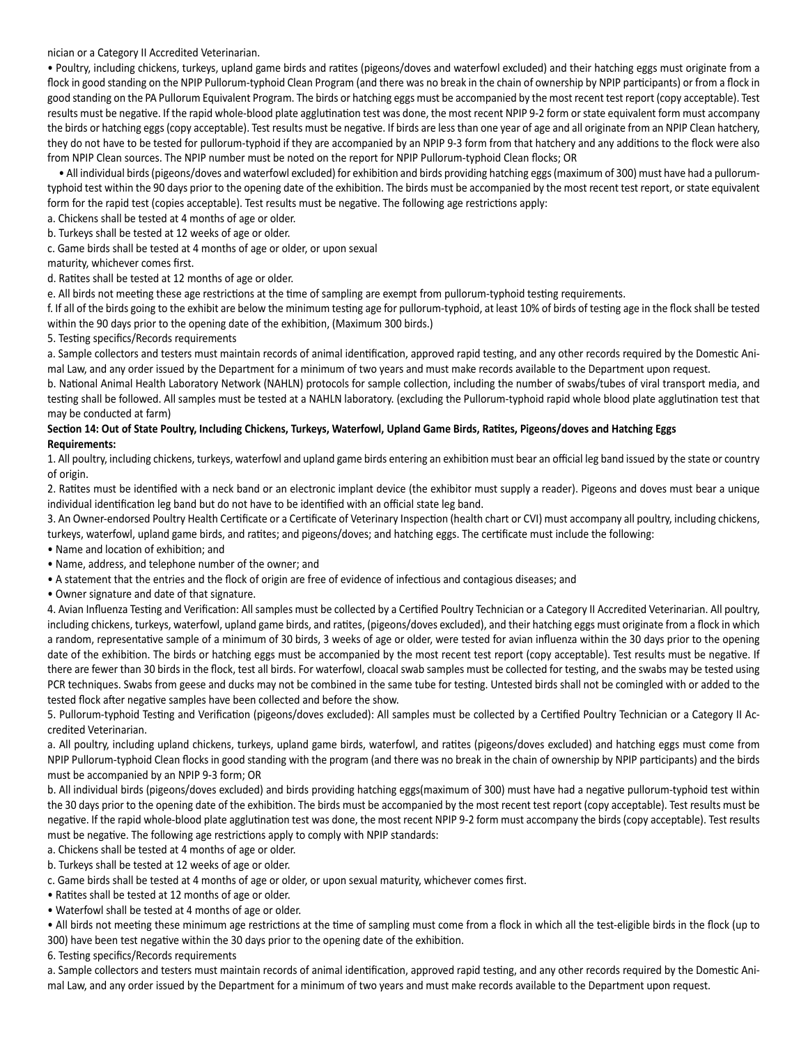nician or a Category II Accredited Veterinarian.

• Poultry, including chickens, turkeys, upland game birds and ratites (pigeons/doves and waterfowl excluded) and their hatching eggs must originate from a flock in good standing on the NPIP Pullorum-typhoid Clean Program (and there was no break in the chain of ownership by NPIP participants) or from a flock in good standing on the PA Pullorum Equivalent Program. The birds or hatching eggs must be accompanied by the most recent test report (copy acceptable). Test results must be negative. If the rapid whole-blood plate agglutination test was done, the most recent NPIP 9-2 form or state equivalent form must accompany the birds or hatching eggs (copy acceptable). Test results must be negative. If birds are less than one year of age and all originate from an NPIP Clean hatchery, they do not have to be tested for pullorum-typhoid if they are accompanied by an NPIP 9-3 form from that hatchery and any additions to the flock were also from NPIP Clean sources. The NPIP number must be noted on the report for NPIP Pullorum-typhoid Clean flocks; OR

• All individual birds (pigeons/doves and waterfowl excluded) for exhibition and birds providing hatching eggs (maximum of 300) must have had a pullorum-typhoid test within the 90 days prior to the opening date of the exhibition. The birds must be accompanied by the most recent test report, or state equivalent form for the rapid test (copies acceptable). Test results must be negative. The following age restrictions apply:

a. Chickens shall be tested at 4 months of age or older.

b. Turkeys shall be tested at 12 weeks of age or older.

c. Game birds shall be tested at 4 months of age or older, or upon sexual maturity, whichever comes first.

d. Ratites shall be tested at 12 months of age or older.

e. All birds not meeting these age restrictions at the time of sampling are exempt from pullorum-typhoid testing requirements.

f. If all of the birds going to the exhibit are below the minimum testing age for pullorum-typhoid, at least 10% of birds of testing age in the flock shall be tested within the 90 days prior to the opening date of the exhibition, (Maximum 300 birds.)

5. Testing specifics/Records requirements

a. Sample collectors and testers must maintain records of animal identification, approved rapid testing, and any other records required by the Domestic Animal Law, and any order issued by the Department for a minimum of two years and must make records available to the Department upon request.

b. National Animal Health Laboratory Network (NAHLN) protocols for sample collection, including the number of swabs/tubes of viral transport media, and testing shall be followed. All samples must be tested at a NAHLN laboratory. (excluding the Pullorum-typhoid rapid whole blood plate agglutination test that may be conducted at farm)

**Section 14: Out of State Poultry, Including Chickens, Turkeys, Waterfowl, Upland Game Birds, Ratites, Pigeons/doves and Hatching Eggs**

**Requirements:**

1. All poultry, including chickens, turkeys, waterfowl and upland game birds entering an exhibition must bear an official leg band issued by the state or country of origin.

2. Ratites must be identified with a neck band or an electronic implant device (the exhibitor must supply a reader). Pigeons and doves must bear a unique individual identification leg band but do not have to be identified with an official state leg band.

3. An Owner-endorsed Poultry Health Certificate or a Certificate of Veterinary Inspection (health chart or CVI) must accompany all poultry, including chickens, turkeys, waterfowl, upland game birds, and ratites; and pigeons/doves; and hatching eggs. The certificate must include the following:

• Name and location of exhibition; and
• Name, address, and telephone number of the owner; and
• A statement that the entries and the flock of origin are free of evidence of infectious and contagious diseases; and
• Owner signature and date of that signature.

4. Avian Influenza Testing and Verification: All samples must be collected by a Certified Poultry Technician or a Category II Accredited Veterinarian. All poultry, including chickens, turkeys, waterfowl, upland game birds, and ratites, (pigeons/doves excluded), and their hatching eggs must originate from a flock in which a random, representative sample of a minimum of 30 birds, 3 weeks of age or older, were tested for avian influenza within the 30 days prior to the opening date of the exhibition. The birds or hatching eggs must be accompanied by the most recent test report (copy acceptable). Test results must be negative. If there are fewer than 30 birds in the flock, test all birds. For waterfowl, cloacal swab samples must be collected for testing, and the swabs may be tested using PCR techniques. Swabs from geese and ducks may not be combined in the same tube for testing. Untested birds shall not be comingled with or added to the tested flock after negative samples have been collected and before the show.

5. Pullorum-typhoid Testing and Verification (pigeons/doves excluded): All samples must be collected by a Certified Poultry Technician or a Category II Accredited Veterinarian.

a. All poultry, including upland chickens, turkeys, upland game birds, waterfowl, and ratites (pigeons/doves excluded) and hatching eggs must come from NPIP Pullorum-typhoid Clean flocks in good standing with the program (and there was no break in the chain of ownership by NPIP participants) and the birds must be accompanied by an NPIP 9-3 form; OR

b. All individual birds (pigeons/doves excluded) and birds providing hatching eggs(maximum of 300) must have had a negative pullorum-typhoid test within the 30 days prior to the opening date of the exhibition. The birds must be accompanied by the most recent test report (copy acceptable). Test results must be negative. If the rapid whole-blood plate agglutination test was done, the most recent NPIP 9-2 form must accompany the birds (copy acceptable). Test results must be negative. The following age restrictions apply to comply with NPIP standards:

a. Chickens shall be tested at 4 months of age or older.

b. Turkeys shall be tested at 12 weeks of age or older.

c. Game birds shall be tested at 4 months of age or older, or upon sexual maturity, whichever comes first.

• Ratites shall be tested at 12 months of age or older.
• Waterfowl shall be tested at 4 months of age or older.
• All birds not meeting these minimum age restrictions at the time of sampling must come from a flock in which all the test-eligible birds in the flock (up to 300) have been test negative within the 30 days prior to the opening date of the exhibition.

6. Testing specifics/Records requirements

a. Sample collectors and testers must maintain records of animal identification, approved rapid testing, and any other records required by the Domestic Animal Law, and any order issued by the Department for a minimum of two years and must make records available to the Department upon request.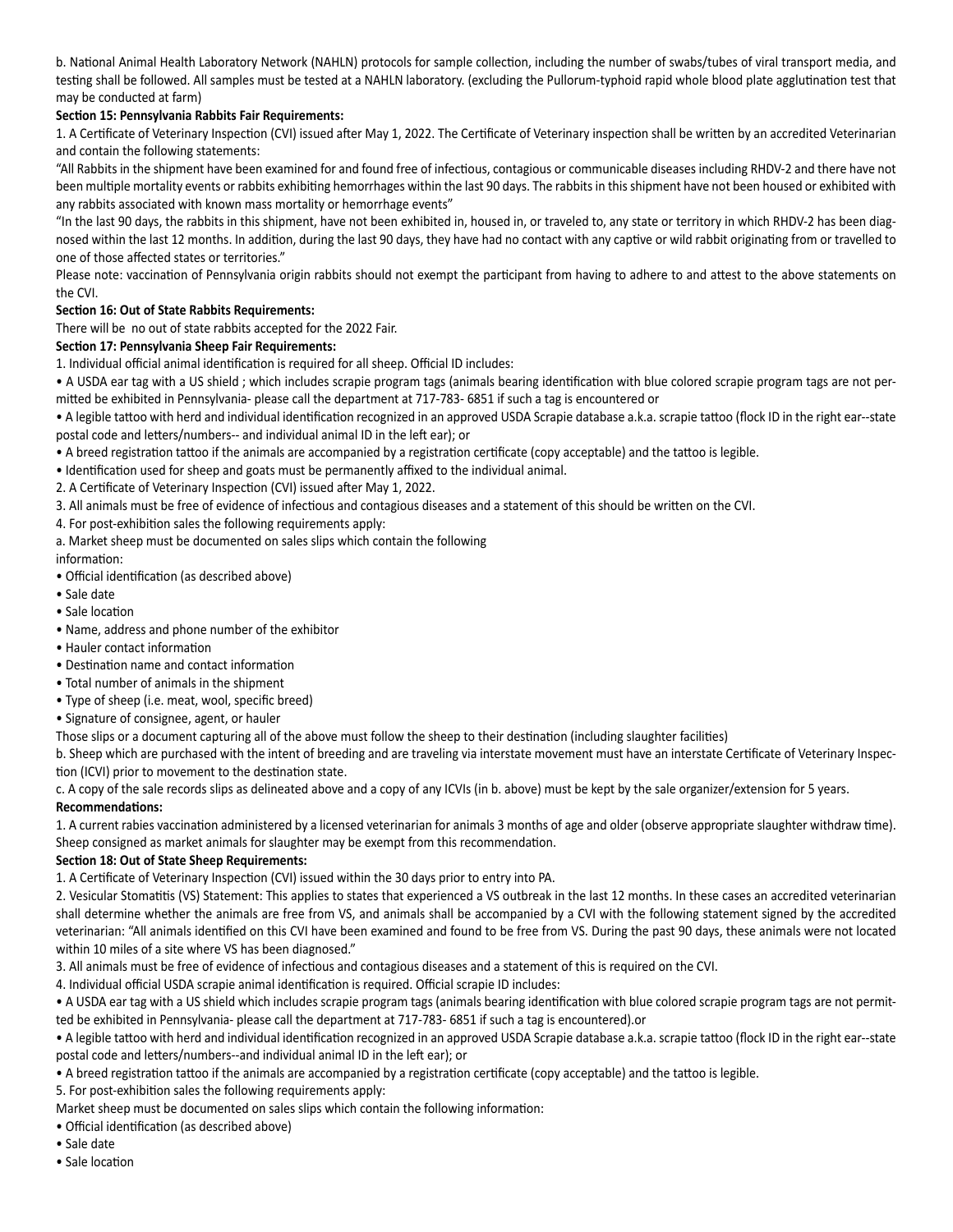b. National Animal Health Laboratory Network (NAHLN) protocols for sample collection, including the number of swabs/tubes of viral transport media, and testing shall be followed. All samples must be tested at a NAHLN laboratory. (excluding the Pullorum-typhoid rapid whole blood plate agglutination test that may be conducted at farm)

**Section 15: Pennsylvania Rabbits Fair Requirements:**

1. A Certificate of Veterinary Inspection (CVI) issued after May 1, 2022. The Certificate of Veterinary inspection shall be written by an accredited Veterinarian and contain the following statements:

"All Rabbits in the shipment have been examined for and found free of infectious, contagious or communicable diseases including RHDV-2 and there have not been multiple mortality events or rabbits exhibiting hemorrhages within the last 90 days. The rabbits in this shipment have not been housed or exhibited with any rabbits associated with known mass mortality or hemorrhage events"

"In the last 90 days, the rabbits in this shipment, have not been exhibited in, housed in, or traveled to, any state or territory in which RHDV-2 has been diagnosed within the last 12 months. In addition, during the last 90 days, they have had no contact with any captive or wild rabbit originating from or travelled to one of those affected states or territories."

Please note: vaccination of Pennsylvania origin rabbits should not exempt the participant from having to adhere to and attest to the above statements on the CVI.

**Section 16: Out of State Rabbits Requirements:**

There will be no out of state rabbits accepted for the 2022 Fair.

**Section 17: Pennsylvania Sheep Fair Requirements:**

1. Individual official animal identification is required for all sheep. Official ID includes:
- A USDA ear tag with a US shield ; which includes scrapie program tags (animals bearing identification with blue colored scrapie program tags are not permitted be exhibited in Pennsylvania- please call the department at 717-783- 6851 if such a tag is encountered or
- A legible tattoo with herd and individual identification recognized in an approved USDA Scrapie database a.k.a. scrapie tattoo (flock ID in the right ear--state postal code and letters/numbers-- and individual animal ID in the left ear); or
- A breed registration tattoo if the animals are accompanied by a registration certificate (copy acceptable) and the tattoo is legible.
- Identification used for sheep and goats must be permanently affixed to the individual animal.

2. A Certificate of Veterinary Inspection (CVI) issued after May 1, 2022.
3. All animals must be free of evidence of infectious and contagious diseases and a statement of this should be written on the CVI.
4. For post-exhibition sales the following requirements apply:

a. Market sheep must be documented on sales slips which contain the following information:
- Official identification (as described above)
- Sale date
- Sale location
- Name, address and phone number of the exhibitor
- Hauler contact information
- Destination name and contact information
- Total number of animals in the shipment
- Type of sheep (i.e. meat, wool, specific breed)
- Signature of consignee, agent, or hauler

Those slips or a document capturing all of the above must follow the sheep to their destination (including slaughter facilities)

b. Sheep which are purchased with the intent of breeding and are traveling via interstate movement must have an interstate Certificate of Veterinary Inspection (ICVI) prior to movement to the destination state.

c. A copy of the sale records slips as delineated above and a copy of any ICVIs (in b. above) must be kept by the sale organizer/extension for 5 years.

**Recommendations:**

1. A current rabies vaccination administered by a licensed veterinarian for animals 3 months of age and older (observe appropriate slaughter withdraw time). Sheep consigned as market animals for slaughter may be exempt from this recommendation.

**Section 18: Out of State Sheep Requirements:**

1. A Certificate of Veterinary Inspection (CVI) issued within the 30 days prior to entry into PA.
2. Vesicular Stomatitis (VS) Statement: This applies to states that experienced a VS outbreak in the last 12 months. In these cases an accredited veterinarian shall determine whether the animals are free from VS, and animals shall be accompanied by a CVI with the following statement signed by the accredited veterinarian: "All animals identified on this CVI have been examined and found to be free from VS. During the past 90 days, these animals were not located within 10 miles of a site where VS has been diagnosed."
3. All animals must be free of evidence of infectious and contagious diseases and a statement of this is required on the CVI.
4. Individual official USDA scrapie animal identification is required. Official scrapie ID includes:
- A USDA ear tag with a US shield which includes scrapie program tags (animals bearing identification with blue colored scrapie program tags are not permitted be exhibited in Pennsylvania- please call the department at 717-783- 6851 if such a tag is encountered).or
- A legible tattoo with herd and individual identification recognized in an approved USDA Scrapie database a.k.a. scrapie tattoo (flock ID in the right ear--state postal code and letters/numbers--and individual animal ID in the left ear); or
- A breed registration tattoo if the animals are accompanied by a registration certificate (copy acceptable) and the tattoo is legible.

5. For post-exhibition sales the following requirements apply:

Market sheep must be documented on sales slips which contain the following information:
- Official identification (as described above)
- Sale date
- Sale location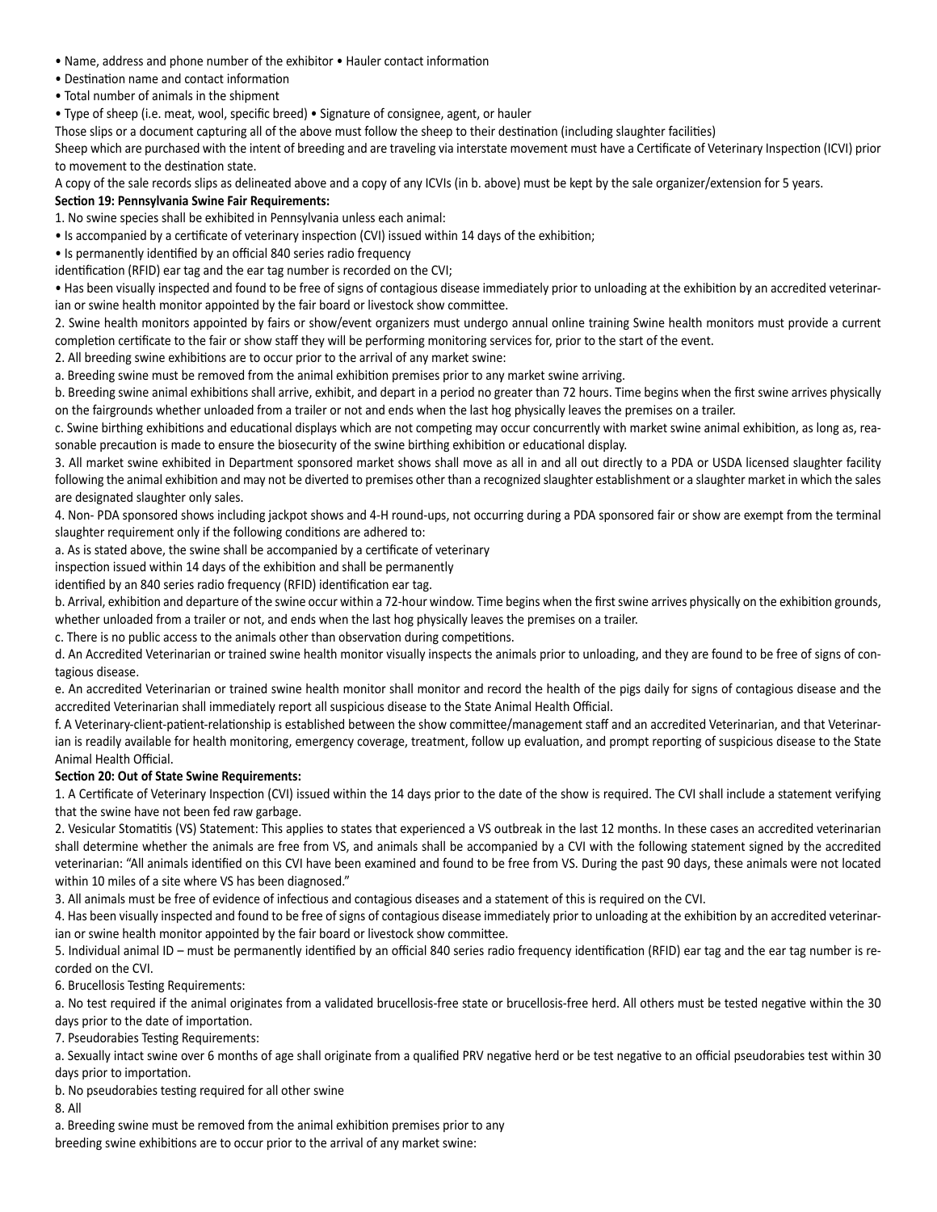- Name, address and phone number of the exhibitor • Hauler contact information
- Destination name and contact information
- Total number of animals in the shipment
- Type of sheep (i.e. meat, wool, specific breed) • Signature of consignee, agent, or hauler

Those slips or a document capturing all of the above must follow the sheep to their destination (including slaughter facilities)

Sheep which are purchased with the intent of breeding and are traveling via interstate movement must have a Certificate of Veterinary Inspection (ICVI) prior to movement to the destination state.

A copy of the sale records slips as delineated above and a copy of any ICVIs (in b. above) must be kept by the sale organizer/extension for 5 years.

**Section 19: Pennsylvania Swine Fair Requirements:**

1. No swine species shall be exhibited in Pennsylvania unless each animal:

- Is accompanied by a certificate of veterinary inspection (CVI) issued within 14 days of the exhibition;
- Is permanently identified by an official 840 series radio frequency identification (RFID) ear tag and the ear tag number is recorded on the CVI;
- Has been visually inspected and found to be free of signs of contagious disease immediately prior to unloading at the exhibition by an accredited veterinarian or swine health monitor appointed by the fair board or livestock show committee.

2. Swine health monitors appointed by fairs or show/event organizers must undergo annual online training Swine health monitors must provide a current completion certificate to the fair or show staff they will be performing monitoring services for, prior to the start of the event.

2. All breeding swine exhibitions are to occur prior to the arrival of any market swine:

a. Breeding swine must be removed from the animal exhibition premises prior to any market swine arriving.

b. Breeding swine animal exhibitions shall arrive, exhibit, and depart in a period no greater than 72 hours. Time begins when the first swine arrives physically on the fairgrounds whether unloaded from a trailer or not and ends when the last hog physically leaves the premises on a trailer.

c. Swine birthing exhibitions and educational displays which are not competing may occur concurrently with market swine animal exhibition, as long as, reasonable precaution is made to ensure the biosecurity of the swine birthing exhibition or educational display.

3. All market swine exhibited in Department sponsored market shows shall move as all in and all out directly to a PDA or USDA licensed slaughter facility following the animal exhibition and may not be diverted to premises other than a recognized slaughter establishment or a slaughter market in which the sales are designated slaughter only sales.

4. Non- PDA sponsored shows including jackpot shows and 4-H round-ups, not occurring during a PDA sponsored fair or show are exempt from the terminal slaughter requirement only if the following conditions are adhered to:

a. As is stated above, the swine shall be accompanied by a certificate of veterinary inspection issued within 14 days of the exhibition and shall be permanently identified by an 840 series radio frequency (RFID) identification ear tag.

b. Arrival, exhibition and departure of the swine occur within a 72-hour window. Time begins when the first swine arrives physically on the exhibition grounds, whether unloaded from a trailer or not, and ends when the last hog physically leaves the premises on a trailer.

c. There is no public access to the animals other than observation during competitions.

d. An Accredited Veterinarian or trained swine health monitor visually inspects the animals prior to unloading, and they are found to be free of signs of contagious disease.

e. An accredited Veterinarian or trained swine health monitor shall monitor and record the health of the pigs daily for signs of contagious disease and the accredited Veterinarian shall immediately report all suspicious disease to the State Animal Health Official.

f. A Veterinary-client-patient-relationship is established between the show committee/management staff and an accredited Veterinarian, and that Veterinarian is readily available for health monitoring, emergency coverage, treatment, follow up evaluation, and prompt reporting of suspicious disease to the State Animal Health Official.

**Section 20: Out of State Swine Requirements:**

1. A Certificate of Veterinary Inspection (CVI) issued within the 14 days prior to the date of the show is required. The CVI shall include a statement verifying that the swine have not been fed raw garbage.

2. Vesicular Stomatitis (VS) Statement: This applies to states that experienced a VS outbreak in the last 12 months. In these cases an accredited veterinarian shall determine whether the animals are free from VS, and animals shall be accompanied by a CVI with the following statement signed by the accredited veterinarian: "All animals identified on this CVI have been examined and found to be free from VS. During the past 90 days, these animals were not located within 10 miles of a site where VS has been diagnosed."

3. All animals must be free of evidence of infectious and contagious diseases and a statement of this is required on the CVI.

4. Has been visually inspected and found to be free of signs of contagious disease immediately prior to unloading at the exhibition by an accredited veterinarian or swine health monitor appointed by the fair board or livestock show committee.

5. Individual animal ID – must be permanently identified by an official 840 series radio frequency identification (RFID) ear tag and the ear tag number is recorded on the CVI.

6. Brucellosis Testing Requirements:

a. No test required if the animal originates from a validated brucellosis-free state or brucellosis-free herd. All others must be tested negative within the 30 days prior to the date of importation.

7. Pseudorabies Testing Requirements:

a. Sexually intact swine over 6 months of age shall originate from a qualified PRV negative herd or be test negative to an official pseudorabies test within 30 days prior to importation.

b. No pseudorabies testing required for all other swine

8. All

a. Breeding swine must be removed from the animal exhibition premises prior to any

breeding swine exhibitions are to occur prior to the arrival of any market swine: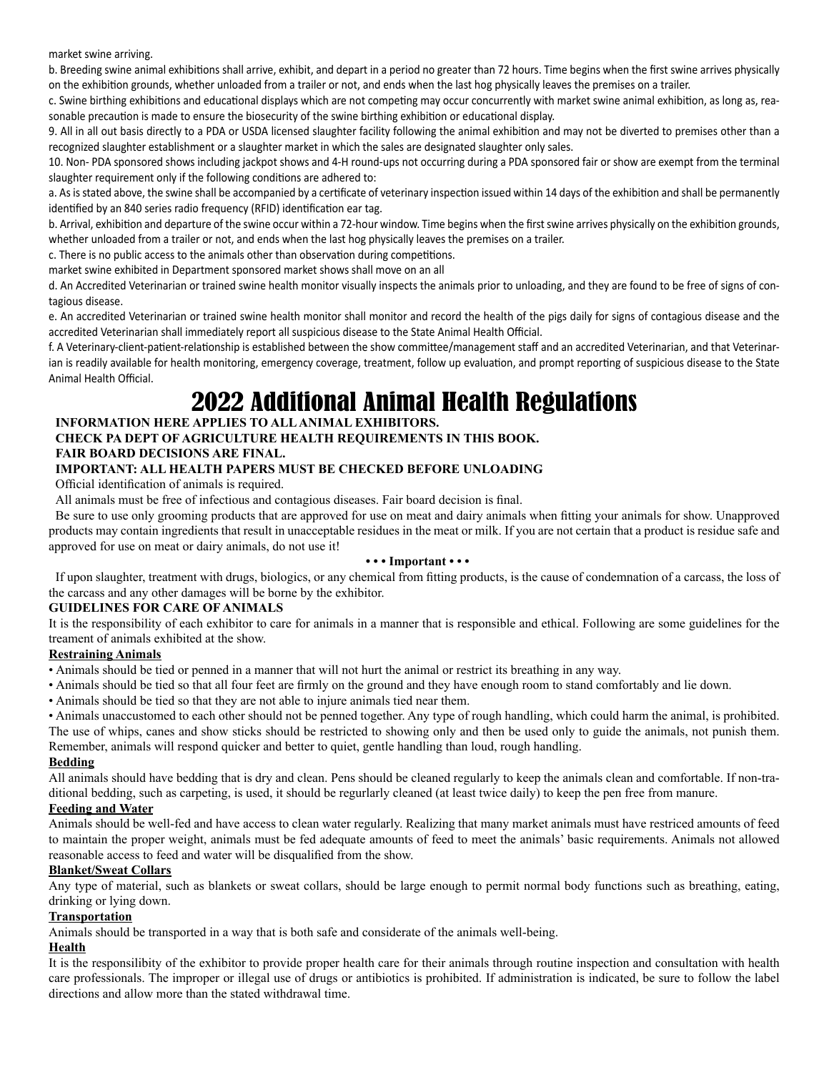market swine arriving.

b. Breeding swine animal exhibitions shall arrive, exhibit, and depart in a period no greater than 72 hours. Time begins when the first swine arrives physically on the exhibition grounds, whether unloaded from a trailer or not, and ends when the last hog physically leaves the premises on a trailer.

c. Swine birthing exhibitions and educational displays which are not competing may occur concurrently with market swine animal exhibition, as long as, reasonable precaution is made to ensure the biosecurity of the swine birthing exhibition or educational display.

9. All in all out basis directly to a PDA or USDA licensed slaughter facility following the animal exhibition and may not be diverted to premises other than a recognized slaughter establishment or a slaughter market in which the sales are designated slaughter only sales.

10. Non- PDA sponsored shows including jackpot shows and 4-H round-ups not occurring during a PDA sponsored fair or show are exempt from the terminal slaughter requirement only if the following conditions are adhered to:

a. As is stated above, the swine shall be accompanied by a certificate of veterinary inspection issued within 14 days of the exhibition and shall be permanently identified by an 840 series radio frequency (RFID) identification ear tag.

b. Arrival, exhibition and departure of the swine occur within a 72-hour window. Time begins when the first swine arrives physically on the exhibition grounds, whether unloaded from a trailer or not, and ends when the last hog physically leaves the premises on a trailer.

c. There is no public access to the animals other than observation during competitions.

market swine exhibited in Department sponsored market shows shall move on an all

d. An Accredited Veterinarian or trained swine health monitor visually inspects the animals prior to unloading, and they are found to be free of signs of contagious disease.

e. An accredited Veterinarian or trained swine health monitor shall monitor and record the health of the pigs daily for signs of contagious disease and the accredited Veterinarian shall immediately report all suspicious disease to the State Animal Health Official.

f. A Veterinary-client-patient-relationship is established between the show committee/management staff and an accredited Veterinarian, and that Veterinarian is readily available for health monitoring, emergency coverage, treatment, follow up evaluation, and prompt reporting of suspicious disease to the State Animal Health Official.

# 2022 Additional Animal Health Regulations

**INFORMATION HERE APPLIES TO ALL ANIMAL EXHIBITORS.**

**CHECK PA DEPT OF AGRICULTURE HEALTH REQUIREMENTS IN THIS BOOK.**

**FAIR BOARD DECISIONS ARE FINAL.**

**IMPORTANT: ALL HEALTH PAPERS MUST BE CHECKED BEFORE UNLOADING**

Official identification of animals is required.

All animals must be free of infectious and contagious diseases. Fair board decision is final.

Be sure to use only grooming products that are approved for use on meat and dairy animals when fitting your animals for show. Unapproved products may contain ingredients that result in unacceptable residues in the meat or milk. If you are not certain that a product is residue safe and approved for use on meat or dairy animals, do not use it!

**• • • Important • • •**

If upon slaughter, treatment with drugs, biologics, or any chemical from fitting products, is the cause of condemnation of a carcass, the loss of the carcass and any other damages will be borne by the exhibitor.

**GUIDELINES FOR CARE OF ANIMALS**

It is the responsibility of each exhibitor to care for animals in a manner that is responsible and ethical. Following are some guidelines for the treament of animals exhibited at the show.

**Restraining Animals**

- Animals should be tied or penned in a manner that will not hurt the animal or restrict its breathing in any way.
- Animals should be tied so that all four feet are firmly on the ground and they have enough room to stand comfortably and lie down.
- Animals should be tied so that they are not able to injure animals tied near them.
- Animals unaccustomed to each other should not be penned together. Any type of rough handling, which could harm the animal, is prohibited. The use of whips, canes and show sticks should be restricted to showing only and then be used only to guide the animals, not punish them. Remember, animals will respond quicker and better to quiet, gentle handling than loud, rough handling.

**Bedding**

All animals should have bedding that is dry and clean. Pens should be cleaned regularly to keep the animals clean and comfortable. If non-traditional bedding, such as carpeting, is used, it should be regurlarly cleaned (at least twice daily) to keep the pen free from manure.

**Feeding and Water**

Animals should be well-fed and have access to clean water regularly. Realizing that many market animals must have restriced amounts of feed to maintain the proper weight, animals must be fed adequate amounts of feed to meet the animals' basic requirements. Animals not allowed reasonable access to feed and water will be disqualified from the show.

**Blanket/Sweat Collars**

Any type of material, such as blankets or sweat collars, should be large enough to permit normal body functions such as breathing, eating, drinking or lying down.

**Transportation**

Animals should be transported in a way that is both safe and considerate of the animals well-being.

**Health**

It is the responsilibity of the exhibitor to provide proper health care for their animals through routine inspection and consultation with health care professionals. The improper or illegal use of drugs or antibiotics is prohibited. If administration is indicated, be sure to follow the label directions and allow more than the stated withdrawal time.